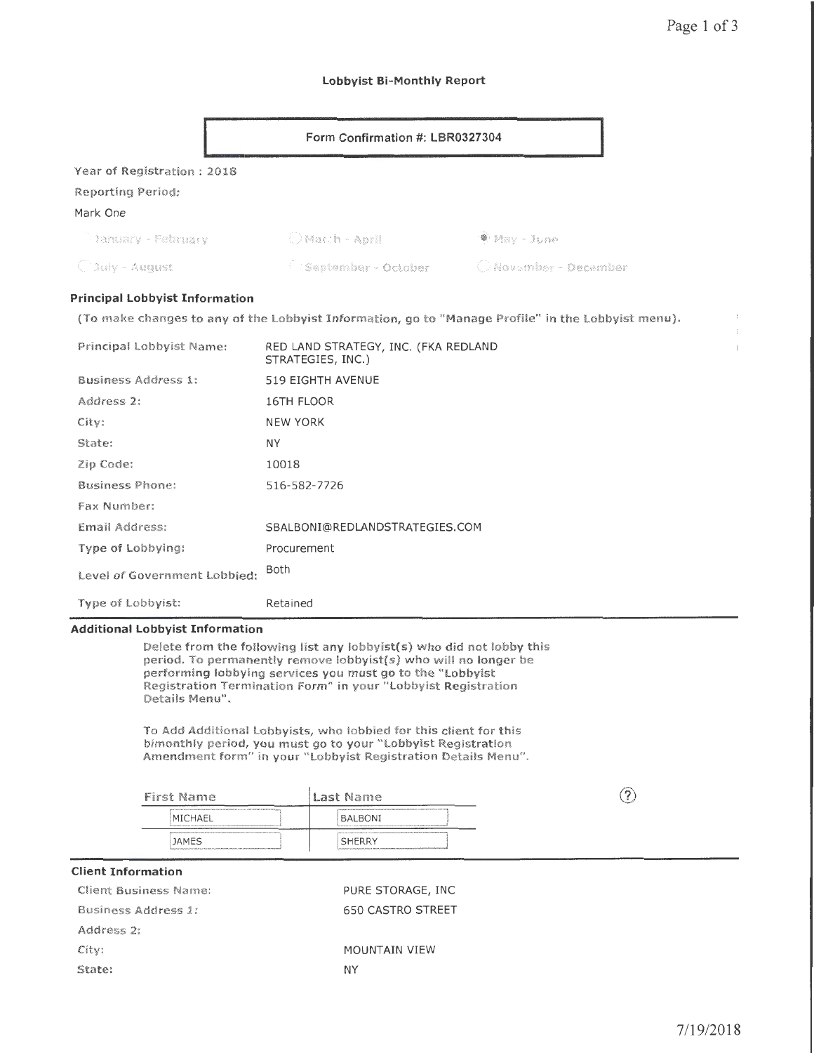### Lobbyist Bi-Monthly Report

**Form Confirmation #: LBR0327304**

Year of Registration : 2018

Reporting Period:

Mark One

- ○ January - February
- ○ March - April
- ● May - June
- ○ July - August
- ○ September - October
- ○ November - December

#### Principal Lobbyist Information

(To make changes to any of the Lobbyist Information, go to "Manage Profile" in the Lobbyist menu).

| | |
|---|---|
| Principal Lobbyist Name: | RED LAND STRATEGY, INC. (FKA REDLAND STRATEGIES, INC.) |
| Business Address 1: | 519 EIGHTH AVENUE |
| Address 2: | 16TH FLOOR |
| City: | NEW YORK |
| State: | NY |
| Zip Code: | 10018 |
| Business Phone: | 516-582-7726 |
| Fax Number: | |
| Email Address: | SBALBONI@REDLANDSTRATEGIES.COM |
| Type of Lobbying: | Procurement |
| Level of Government Lobbied: | Both |
| Type of Lobbyist: | Retained |

#### Additional Lobbyist Information

Delete from the following list any lobbyist(s) who did not lobby this period. To permanently remove lobbyist(s) who will no longer be performing lobbying services you must go to the "Lobbyist Registration Termination Form" in your "Lobbyist Registration Details Menu".

To Add Additional Lobbyists, who lobbied for this client for this bimonthly period, you must go to your "Lobbyist Registration Amendment form" in your "Lobbyist Registration Details Menu".

| First Name | Last Name |
|---|---|
| MICHAEL | BALBONI |
| JAMES | SHERRY |

#### Client Information

| | |
|---|---|
| Client Business Name: | PURE STORAGE, INC |
| Business Address 1: | 650 CASTRO STREET |
| Address 2: | |
| City: | MOUNTAIN VIEW |
| State: | NY |

7/19/2018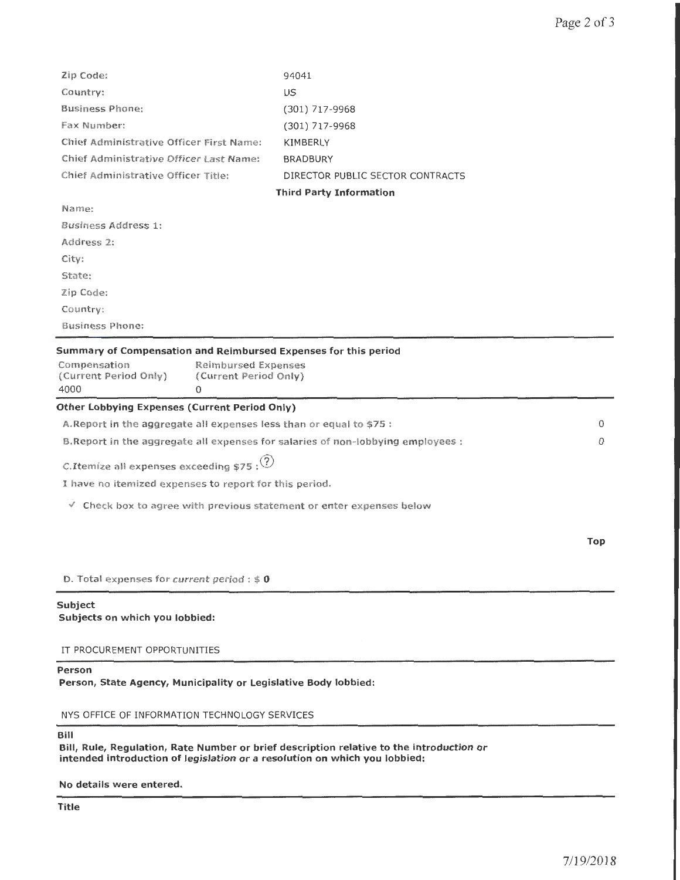| | |
|---|---|
| Zip Code: | 94041 |
| Country: | US |
| Business Phone: | (301) 717-9968 |
| Fax Number: | (301) 717-9968 |
| Chief Administrative Officer First Name: | KIMBERLY |
| Chief Administrative Officer Last Name: | BRADBURY |
| Chief Administrative Officer Title: | DIRECTOR PUBLIC SECTOR CONTRACTS |

**Third Party Information**

Name:

Business Address 1:

Address 2:

City:

State:

Zip Code:

Country:

Business Phone:

---

**Summary of Compensation and Reimbursed Expenses for this period**

| Compensation (Current Period Only) | Reimbursed Expenses (Current Period Only) |
|---|---|
| 4000 | 0 |

---

**Other Lobbying Expenses (Current Period Only)**

A. Report in the aggregate all expenses less than or equal to $75 : 0

B. Report in the aggregate all expenses for salaries of non-lobbying employees : 0

C. Itemize all expenses exceeding $75 : (?)

I have no itemized expenses to report for this period.

✓ Check box to agree with previous statement or enter expenses below

Top

D. Total expenses for *current period* : $ **0**

---

**Subject**

**Subjects on which you lobbied:**

IT PROCUREMENT OPPORTUNITIES

---

**Person**

**Person, State Agency, Municipality or Legislative Body lobbied:**

NYS OFFICE OF INFORMATION TECHNOLOGY SERVICES

---

**Bill**

**Bill, Rule, Regulation, Rate Number or brief description relative to the introduction or intended introduction of legislation or a resolution on which you lobbied:**

**No details were entered.**

---

**Title**

7/19/2018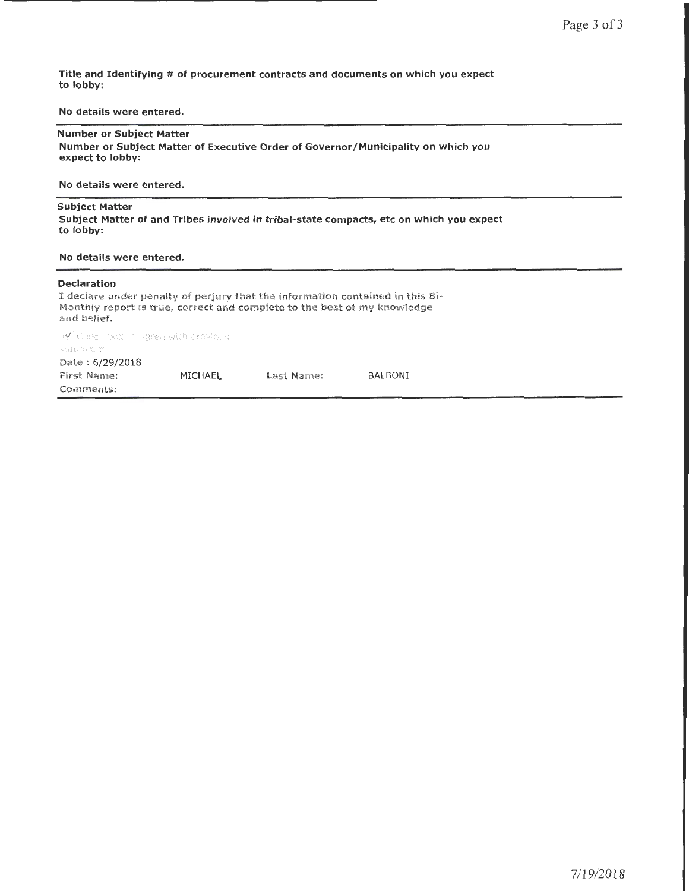**Title and Identifying # of procurement contracts and documents on which you expect to lobby:**

**No details were entered.**

**Number or Subject Matter**

**Number or Subject Matter of Executive Order of Governor/Municipality on which you expect to lobby:**

**No details were entered.**

**Subject Matter**

**Subject Matter of and Tribes *involved in* tribal-state compacts, etc on which you expect to lobby:**

**No details were entered.**

**Declaration**

I declare under penalty of perjury that the information contained in this Bi-Monthly report is true, correct and complete to the best of my knowledge and belief.

☑ Check box to agree with previous statement

Date : 6/29/2018

First Name: MICHAEL Last Name: BALBONI

Comments:

7/19/2018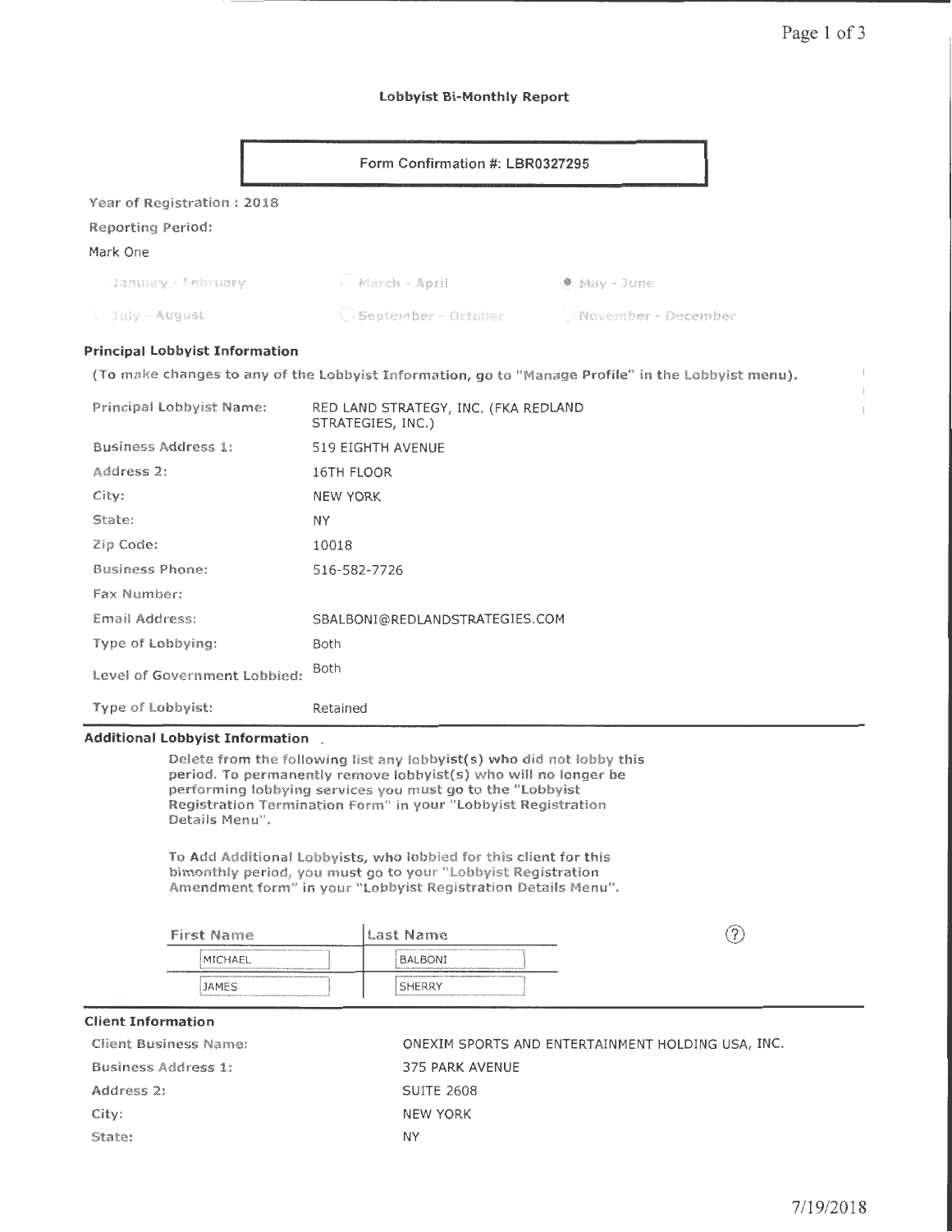## Lobbyist Bi-Monthly Report

**Form Confirmation #: LBR0327295**

Year of Registration : 2018

Reporting Period:

Mark One

- ○ January - February
- ○ March - April
- ● May - June
- ○ July - August
- ○ September - October
- ○ November - December

### Principal Lobbyist Information

**(To make changes to any of the Lobbyist Information, go to "Manage Profile" in the Lobbyist menu).**

| | |
|---|---|
| Principal Lobbyist Name: | RED LAND STRATEGY, INC. (FKA REDLAND STRATEGIES, INC.) |
| Business Address 1: | 519 EIGHTH AVENUE |
| Address 2: | 16TH FLOOR |
| City: | NEW YORK |
| State: | NY |
| Zip Code: | 10018 |
| Business Phone: | 516-582-7726 |
| Fax Number: | |
| Email Address: | SBALBONI@REDLANDSTRATEGIES.COM |
| Type of Lobbying: | Both |
| Level of Government Lobbied: | Both |
| Type of Lobbyist: | Retained |

### Additional Lobbyist Information

Delete from the following list any lobbyist(s) who did not lobby this period. To permanently remove lobbyist(s) who will no longer be performing lobbying services you must go to the "Lobbyist Registration Termination Form" in your "Lobbyist Registration Details Menu".

To Add Additional Lobbyists, who lobbied for this client for this bimonthly period, you must go to your "Lobbyist Registration Amendment form" in your "Lobbyist Registration Details Menu".

| First Name | Last Name |
|---|---|
| MICHAEL | BALBONI |
| JAMES | SHERRY |

### Client Information

| | |
|---|---|
| Client Business Name: | ONEXIM SPORTS AND ENTERTAINMENT HOLDING USA, INC. |
| Business Address 1: | 375 PARK AVENUE |
| Address 2: | SUITE 2608 |
| City: | NEW YORK |
| State: | NY |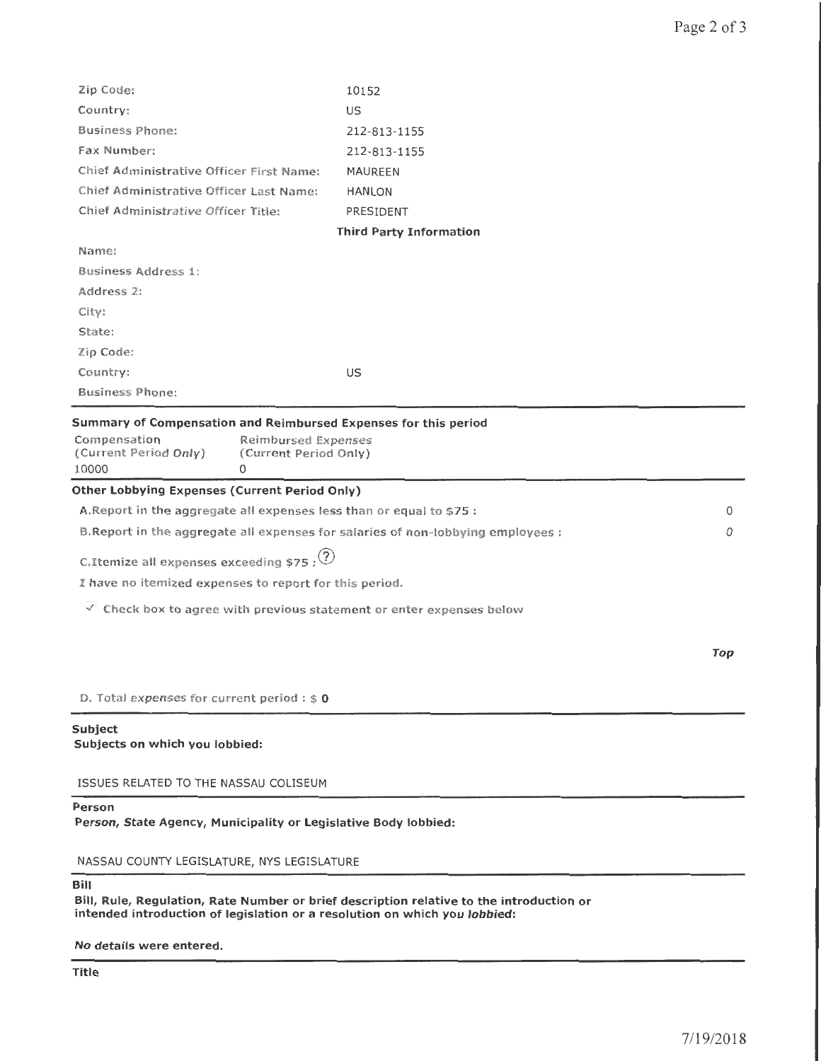| | |
|---|---|
| Zip Code: | 10152 |
| Country: | US |
| Business Phone: | 212-813-1155 |
| Fax Number: | 212-813-1155 |
| Chief Administrative Officer First Name: | MAUREEN |
| Chief Administrative Officer Last Name: | HANLON |
| Chief Administrative Officer Title: | PRESIDENT |

**Third Party Information**

| | |
|---|---|
| Name: | |
| Business Address 1: | |
| Address 2: | |
| City: | |
| State: | |
| Zip Code: | |
| Country: | US |
| Business Phone: | |

**Summary of Compensation and Reimbursed Expenses for this period**

| Compensation (Current Period Only) | Reimbursed Expenses (Current Period Only) |
|---|---|
| 10000 | 0 |

**Other Lobbying Expenses (Current Period Only)**

| | |
|---|---|
| A.Report in the aggregate all expenses less than or equal to $75 : | 0 |
| B.Report in the aggregate all expenses for salaries of non-lobbying employees : | 0 |

C.Itemize all expenses exceeding $75 :

I have no itemized expenses to report for this period.

✓ Check box to agree with previous statement or enter expenses below

*Top*

D. Total expenses for current period : $ **0**

**Subject**

**Subjects on which you lobbied:**

ISSUES RELATED TO THE NASSAU COLISEUM

**Person**

**Person, State Agency, Municipality or Legislative Body lobbied:**

NASSAU COUNTY LEGISLATURE, NYS LEGISLATURE

**Bill**

**Bill, Rule, Regulation, Rate Number or brief description relative to the introduction or intended introduction of legislation or a resolution on which you lobbied:**

**No details were entered.**

**Title**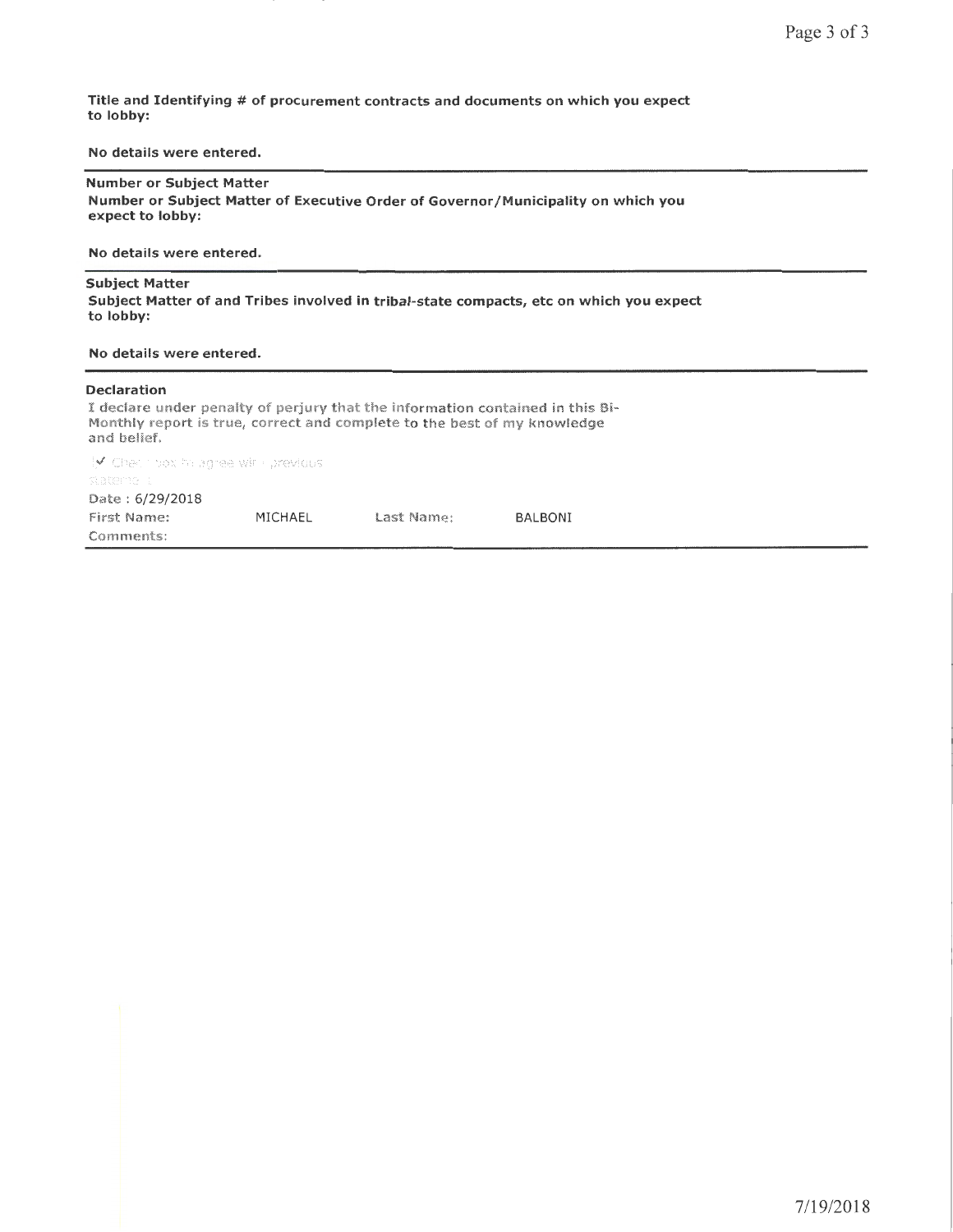**Title and Identifying # of procurement contracts and documents on which you expect to lobby:**

**No details were entered.**

**Number or Subject Matter**

**Number or Subject Matter of Executive Order of Governor/Municipality on which you expect to lobby:**

**No details were entered.**

**Subject Matter**

**Subject Matter of and Tribes involved in tribal-state compacts, etc on which you expect to lobby:**

**No details were entered.**

**Declaration**

I declare under penalty of perjury that the information contained in this Bi-Monthly report is true, correct and complete to the best of my knowledge and belief.

☑ Check box to agree with previous statement

Date : 6/29/2018

| | | | |
|---|---|---|---|
| First Name: | MICHAEL | Last Name: | BALBONI |

Comments: